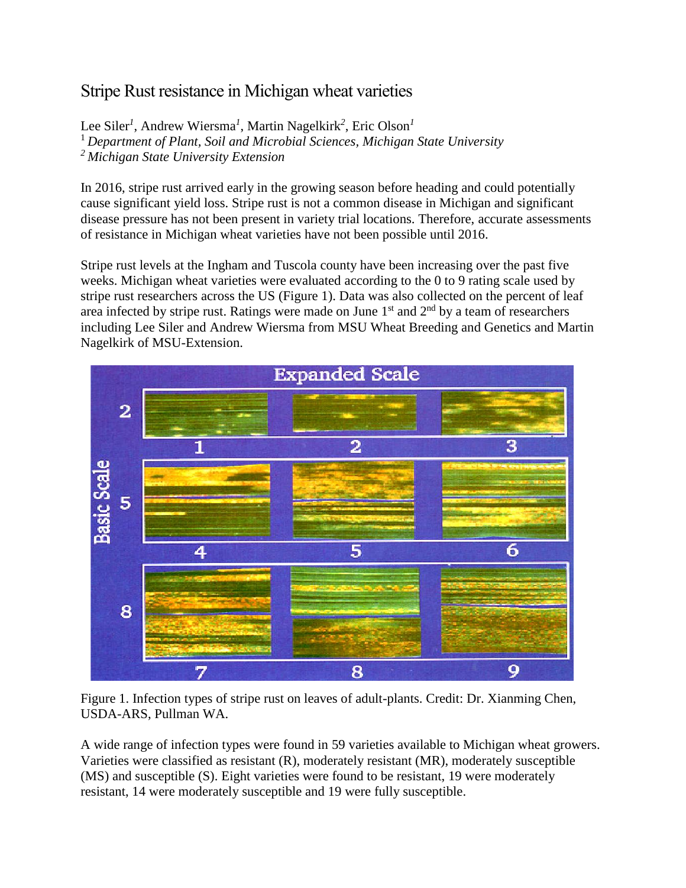# Stripe Rust resistance in Michigan wheat varieties

Lee Siler[1], Andrew Wiersma[1], Martin Nagelkirk[2], Eric Olson[1]

[1] *Department of Plant, Soil and Microbial Sciences, Michigan State University*

[2] *Michigan State University Extension*

In 2016, stripe rust arrived early in the growing season before heading and could potentially cause significant yield loss. Stripe rust is not a common disease in Michigan and significant disease pressure has not been present in variety trial locations. Therefore, accurate assessments of resistance in Michigan wheat varieties have not been possible until 2016.

Stripe rust levels at the Ingham and Tuscola county have been increasing over the past five weeks. Michigan wheat varieties were evaluated according to the 0 to 9 rating scale used by stripe rust researchers across the US (Figure 1). Data was also collected on the percent of leaf area infected by stripe rust. Ratings were made on June 1st and 2nd by a team of researchers including Lee Siler and Andrew Wiersma from MSU Wheat Breeding and Genetics and Martin Nagelkirk of MSU-Extension.

Figure 1. Infection types of stripe rust on leaves of adult-plants. Credit: Dr. Xianming Chen, USDA-ARS, Pullman WA.

A wide range of infection types were found in 59 varieties available to Michigan wheat growers. Varieties were classified as resistant (R), moderately resistant (MR), moderately susceptible (MS) and susceptible (S). Eight varieties were found to be resistant, 19 were moderately resistant, 14 were moderately susceptible and 19 were fully susceptible.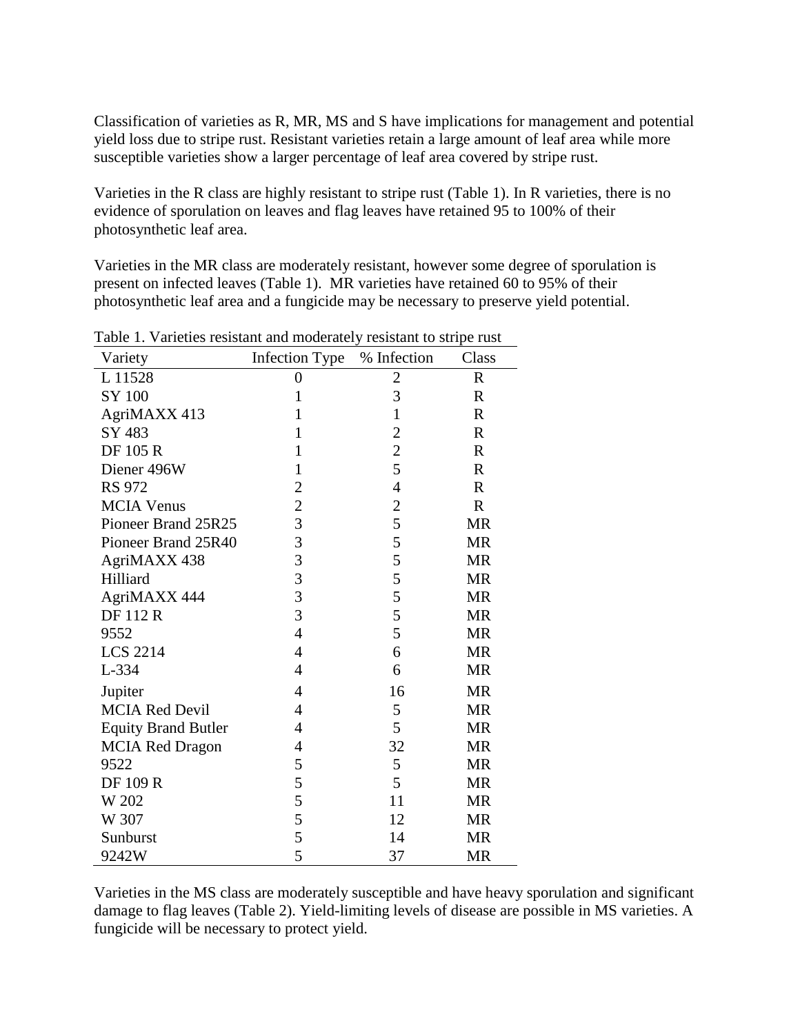Classification of varieties as R, MR, MS and S have implications for management and potential yield loss due to stripe rust. Resistant varieties retain a large amount of leaf area while more susceptible varieties show a larger percentage of leaf area covered by stripe rust.

Varieties in the R class are highly resistant to stripe rust (Table 1). In R varieties, there is no evidence of sporulation on leaves and flag leaves have retained 95 to 100% of their photosynthetic leaf area.

Varieties in the MR class are moderately resistant, however some degree of sporulation is present on infected leaves (Table 1). MR varieties have retained 60 to 95% of their photosynthetic leaf area and a fungicide may be necessary to preserve yield potential.

Table 1. Varieties resistant and moderately resistant to stripe rust

| Variety | Infection Type | % Infection | Class |
|---|---|---|---|
| L 11528 | 0 | 2 | R |
| SY 100 | 1 | 3 | R |
| AgriMAXX 413 | 1 | 1 | R |
| SY 483 | 1 | 2 | R |
| DF 105 R | 1 | 2 | R |
| Diener 496W | 1 | 5 | R |
| RS 972 | 2 | 4 | R |
| MCIA Venus | 2 | 2 | R |
| Pioneer Brand 25R25 | 3 | 5 | MR |
| Pioneer Brand 25R40 | 3 | 5 | MR |
| AgriMAXX 438 | 3 | 5 | MR |
| Hilliard | 3 | 5 | MR |
| AgriMAXX 444 | 3 | 5 | MR |
| DF 112 R | 3 | 5 | MR |
| 9552 | 4 | 5 | MR |
| LCS 2214 | 4 | 6 | MR |
| L-334 | 4 | 6 | MR |
| Jupiter | 4 | 16 | MR |
| MCIA Red Devil | 4 | 5 | MR |
| Equity Brand Butler | 4 | 5 | MR |
| MCIA Red Dragon | 4 | 32 | MR |
| 9522 | 5 | 5 | MR |
| DF 109 R | 5 | 5 | MR |
| W 202 | 5 | 11 | MR |
| W 307 | 5 | 12 | MR |
| Sunburst | 5 | 14 | MR |
| 9242W | 5 | 37 | MR |

Varieties in the MS class are moderately susceptible and have heavy sporulation and significant damage to flag leaves (Table 2). Yield-limiting levels of disease are possible in MS varieties. A fungicide will be necessary to protect yield.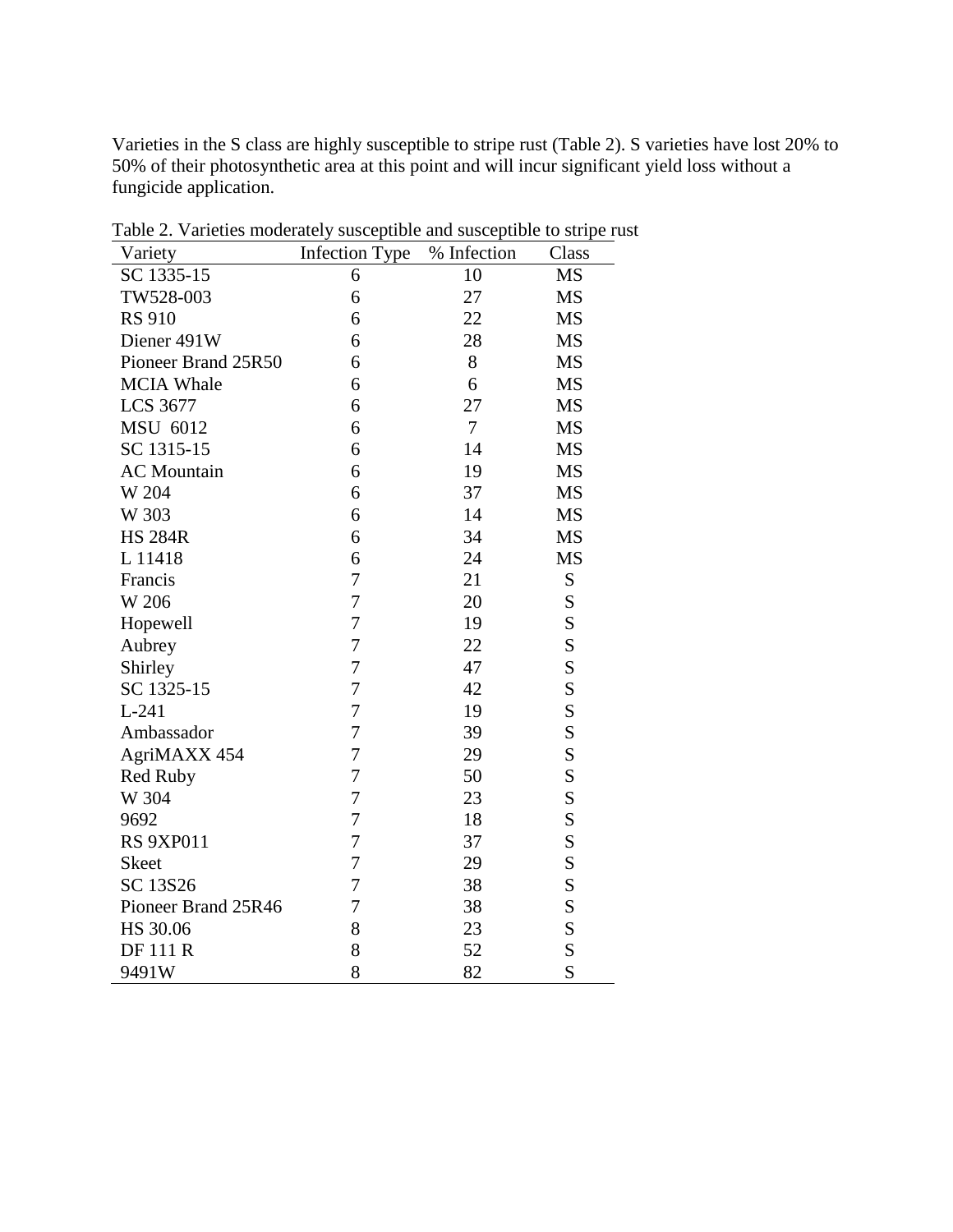Varieties in the S class are highly susceptible to stripe rust (Table 2). S varieties have lost 20% to 50% of their photosynthetic area at this point and will incur significant yield loss without a fungicide application.

Table 2. Varieties moderately susceptible and susceptible to stripe rust

| Variety | Infection Type | % Infection | Class |
|---|---|---|---|
| SC 1335-15 | 6 | 10 | MS |
| TW528-003 | 6 | 27 | MS |
| RS 910 | 6 | 22 | MS |
| Diener 491W | 6 | 28 | MS |
| Pioneer Brand 25R50 | 6 | 8 | MS |
| MCIA Whale | 6 | 6 | MS |
| LCS 3677 | 6 | 27 | MS |
| MSU 6012 | 6 | 7 | MS |
| SC 1315-15 | 6 | 14 | MS |
| AC Mountain | 6 | 19 | MS |
| W 204 | 6 | 37 | MS |
| W 303 | 6 | 14 | MS |
| HS 284R | 6 | 34 | MS |
| L 11418 | 6 | 24 | MS |
| Francis | 7 | 21 | S |
| W 206 | 7 | 20 | S |
| Hopewell | 7 | 19 | S |
| Aubrey | 7 | 22 | S |
| Shirley | 7 | 47 | S |
| SC 1325-15 | 7 | 42 | S |
| L-241 | 7 | 19 | S |
| Ambassador | 7 | 39 | S |
| AgriMAXX 454 | 7 | 29 | S |
| Red Ruby | 7 | 50 | S |
| W 304 | 7 | 23 | S |
| 9692 | 7 | 18 | S |
| RS 9XP011 | 7 | 37 | S |
| Skeet | 7 | 29 | S |
| SC 13S26 | 7 | 38 | S |
| Pioneer Brand 25R46 | 7 | 38 | S |
| HS 30.06 | 8 | 23 | S |
| DF 111 R | 8 | 52 | S |
| 9491W | 8 | 82 | S |